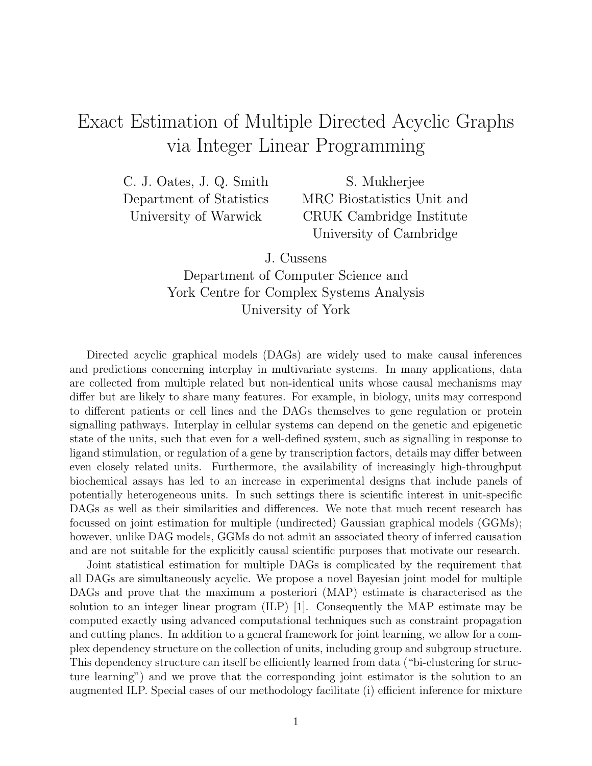# Exact Estimation of Multiple Directed Acyclic Graphs via Integer Linear Programming

C. J. Oates, J. Q. Smith
Department of Statistics
University of Warwick

S. Mukherjee
MRC Biostatistics Unit and
CRUK Cambridge Institute
University of Cambridge

J. Cussens
Department of Computer Science and
York Centre for Complex Systems Analysis
University of York

Directed acyclic graphical models (DAGs) are widely used to make causal inferences and predictions concerning interplay in multivariate systems. In many applications, data are collected from multiple related but non-identical units whose causal mechanisms may differ but are likely to share many features. For example, in biology, units may correspond to different patients or cell lines and the DAGs themselves to gene regulation or protein signalling pathways. Interplay in cellular systems can depend on the genetic and epigenetic state of the units, such that even for a well-defined system, such as signalling in response to ligand stimulation, or regulation of a gene by transcription factors, details may differ between even closely related units. Furthermore, the availability of increasingly high-throughput biochemical assays has led to an increase in experimental designs that include panels of potentially heterogeneous units. In such settings there is scientific interest in unit-specific DAGs as well as their similarities and differences. We note that much recent research has focussed on joint estimation for multiple (undirected) Gaussian graphical models (GGMs); however, unlike DAG models, GGMs do not admit an associated theory of inferred causation and are not suitable for the explicitly causal scientific purposes that motivate our research.

Joint statistical estimation for multiple DAGs is complicated by the requirement that all DAGs are simultaneously acyclic. We propose a novel Bayesian joint model for multiple DAGs and prove that the maximum a posteriori (MAP) estimate is characterised as the solution to an integer linear program (ILP) [1]. Consequently the MAP estimate may be computed exactly using advanced computational techniques such as constraint propagation and cutting planes. In addition to a general framework for joint learning, we allow for a complex dependency structure on the collection of units, including group and subgroup structure. This dependency structure can itself be efficiently learned from data ("bi-clustering for structure learning") and we prove that the corresponding joint estimator is the solution to an augmented ILP. Special cases of our methodology facilitate (i) efficient inference for mixture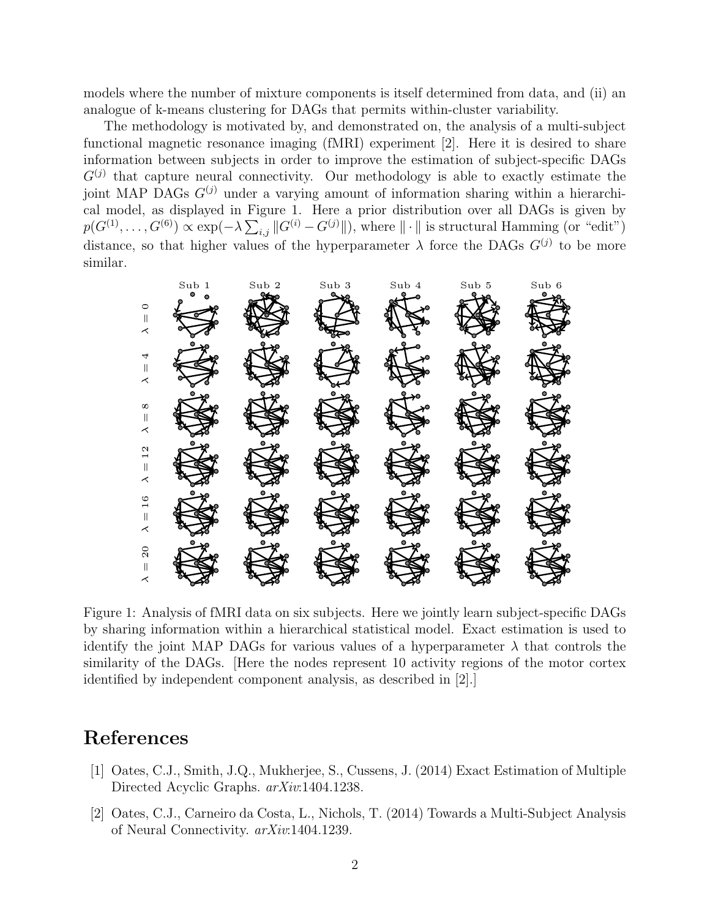models where the number of mixture components is itself determined from data, and (ii) an analogue of k-means clustering for DAGs that permits within-cluster variability.

The methodology is motivated by, and demonstrated on, the analysis of a multi-subject functional magnetic resonance imaging (fMRI) experiment [2]. Here it is desired to share information between subjects in order to improve the estimation of subject-specific DAGs $G^{(j)}$ that capture neural connectivity. Our methodology is able to exactly estimate the joint MAP DAGs $G^{(j)}$ under a varying amount of information sharing within a hierarchical model, as displayed in Figure 1. Here a prior distribution over all DAGs is given by $p(G^{(1)}, \ldots, G^{(6)}) \propto \exp(-\lambda \sum_{i,j} \|G^{(i)} - G^{(j)}\|)$, where $\|\cdot\|$ is structural Hamming (or "edit") distance, so that higher values of the hyperparameter $\lambda$ force the DAGs $G^{(j)}$ to be more similar.

Sub 1 Sub 2 Sub 3 Sub 4 Sub 5 Sub 6

$\lambda = 0$

$\lambda = 4$

$\lambda = 8$

$\lambda = 12$

$\lambda = 16$

$\lambda = 20$

Figure 1: Analysis of fMRI data on six subjects. Here we jointly learn subject-specific DAGs by sharing information within a hierarchical statistical model. Exact estimation is used to identify the joint MAP DAGs for various values of a hyperparameter $\lambda$ that controls the similarity of the DAGs. [Here the nodes represent 10 activity regions of the motor cortex identified by independent component analysis, as described in [2].]

# References

[1] Oates, C.J., Smith, J.Q., Mukherjee, S., Cussens, J. (2014) Exact Estimation of Multiple Directed Acyclic Graphs. *arXiv*:1404.1238.

[2] Oates, C.J., Carneiro da Costa, L., Nichols, T. (2014) Towards a Multi-Subject Analysis of Neural Connectivity. *arXiv*:1404.1239.